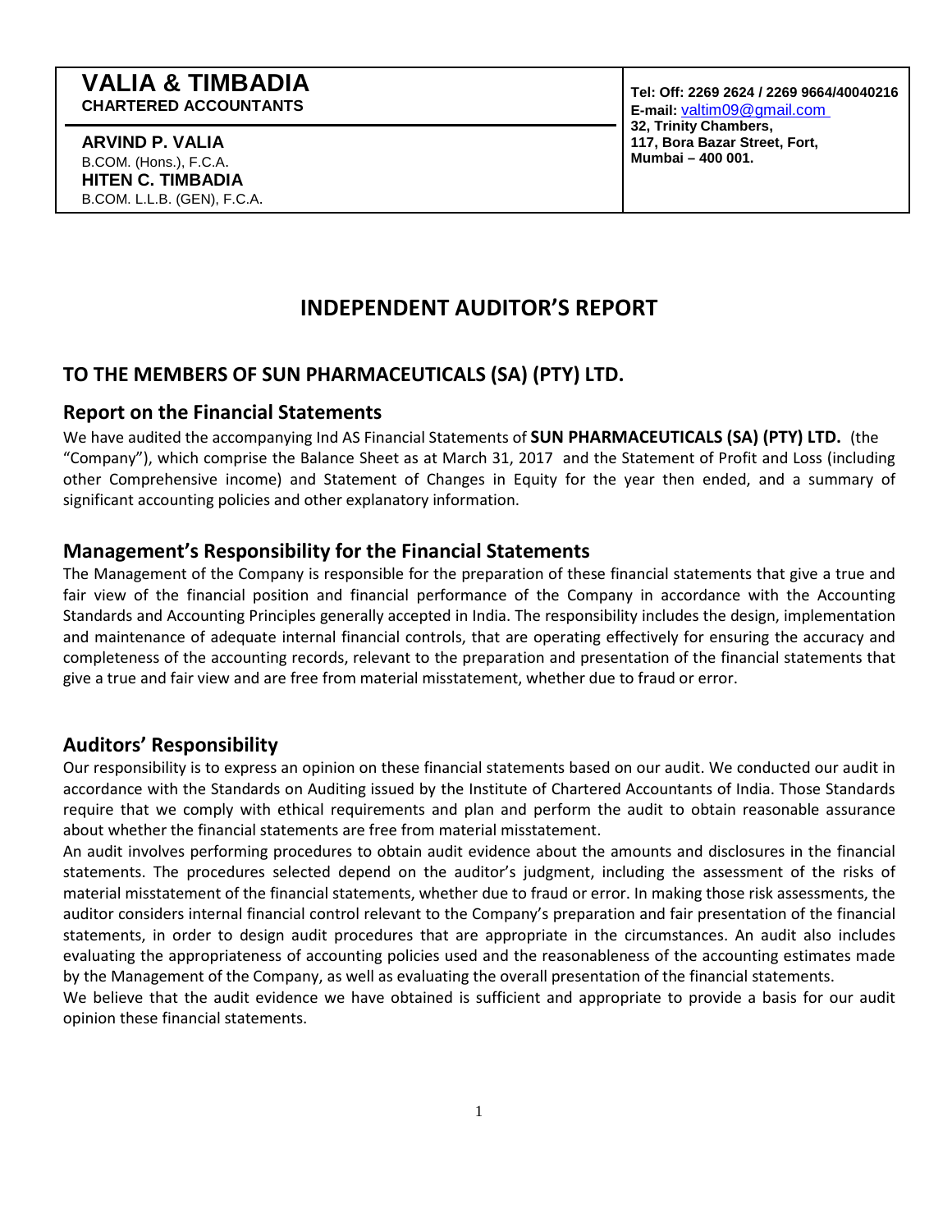# VALIA & TIMBADIA
**CHARTERED ACCOUNTANTS**

**ARVIND P. VALIA**
B.COM. (Hons.), F.C.A.
**HITEN C. TIMBADIA**
B.COM. L.L.B. (GEN), F.C.A.

**Tel: Off: 2269 2624 / 2269 9664/40040216**
**E-mail:** valtim09@gmail.com
**32, Trinity Chambers,**
**117, Bora Bazar Street, Fort,**
**Mumbai – 400 001.**

# INDEPENDENT AUDITOR'S REPORT

## TO THE MEMBERS OF SUN PHARMACEUTICALS (SA) (PTY) LTD.

### Report on the Financial Statements

We have audited the accompanying Ind AS Financial Statements of **SUN PHARMACEUTICALS (SA) (PTY) LTD.** (the "Company"), which comprise the Balance Sheet as at March 31, 2017 and the Statement of Profit and Loss (including other Comprehensive income) and Statement of Changes in Equity for the year then ended, and a summary of significant accounting policies and other explanatory information.

### Management's Responsibility for the Financial Statements

The Management of the Company is responsible for the preparation of these financial statements that give a true and fair view of the financial position and financial performance of the Company in accordance with the Accounting Standards and Accounting Principles generally accepted in India. The responsibility includes the design, implementation and maintenance of adequate internal financial controls, that are operating effectively for ensuring the accuracy and completeness of the accounting records, relevant to the preparation and presentation of the financial statements that give a true and fair view and are free from material misstatement, whether due to fraud or error.

### Auditors' Responsibility

Our responsibility is to express an opinion on these financial statements based on our audit. We conducted our audit in accordance with the Standards on Auditing issued by the Institute of Chartered Accountants of India. Those Standards require that we comply with ethical requirements and plan and perform the audit to obtain reasonable assurance about whether the financial statements are free from material misstatement.

An audit involves performing procedures to obtain audit evidence about the amounts and disclosures in the financial statements. The procedures selected depend on the auditor's judgment, including the assessment of the risks of material misstatement of the financial statements, whether due to fraud or error. In making those risk assessments, the auditor considers internal financial control relevant to the Company's preparation and fair presentation of the financial statements, in order to design audit procedures that are appropriate in the circumstances. An audit also includes evaluating the appropriateness of accounting policies used and the reasonableness of the accounting estimates made by the Management of the Company, as well as evaluating the overall presentation of the financial statements.

We believe that the audit evidence we have obtained is sufficient and appropriate to provide a basis for our audit opinion these financial statements.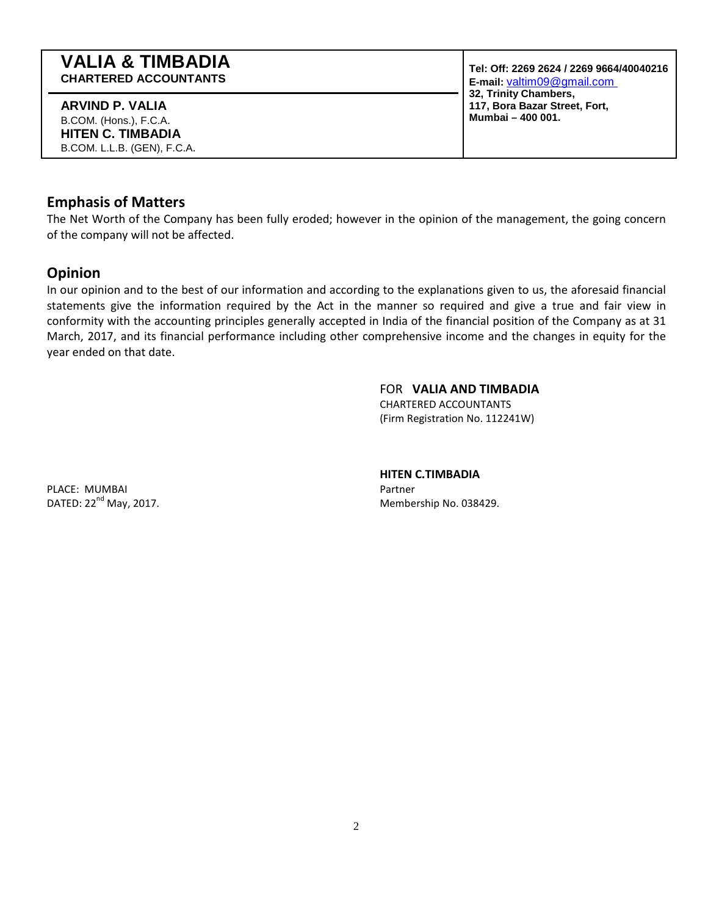# VALIA & TIMBADIA
**CHARTERED ACCOUNTANTS**

**ARVIND P. VALIA**
B.COM. (Hons.), F.C.A.
**HITEN C. TIMBADIA**
B.COM. L.L.B. (GEN), F.C.A.

**Tel: Off: 2269 2624 / 2269 9664/40040216**
**E-mail:** valtim09@gmail.com
**32, Trinity Chambers,**
**117, Bora Bazar Street, Fort,**
**Mumbai – 400 001.**

## Emphasis of Matters

The Net Worth of the Company has been fully eroded; however in the opinion of the management, the going concern of the company will not be affected.

## Opinion

In our opinion and to the best of our information and according to the explanations given to us, the aforesaid financial statements give the information required by the Act in the manner so required and give a true and fair view in conformity with the accounting principles generally accepted in India of the financial position of the Company as at 31 March, 2017, and its financial performance including other comprehensive income and the changes in equity for the year ended on that date.

FOR **VALIA AND TIMBADIA**
CHARTERED ACCOUNTANTS
(Firm Registration No. 112241W)

**HITEN C.TIMBADIA**
Partner
Membership No. 038429.

PLACE: MUMBAI
DATED: 22nd May, 2017.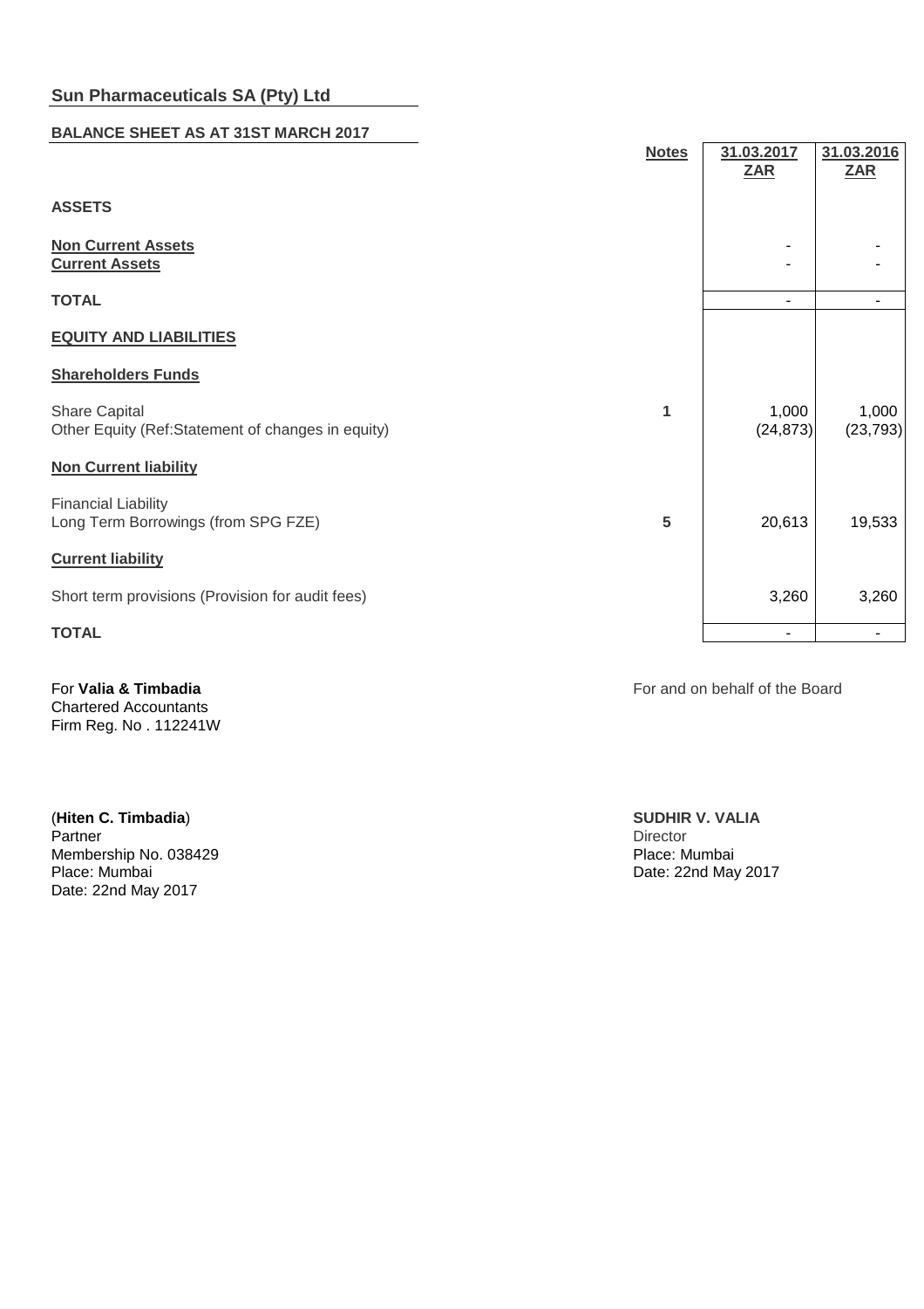## Sun Pharmaceuticals SA (Pty) Ltd

### BALANCE SHEET AS AT 31ST MARCH 2017

| | Notes | 31.03.2017 ZAR | 31.03.2016 ZAR |
|---|---|---|---|
| **ASSETS** | | | |
| **Non Current Assets** | | - | - |
| **Current Assets** | | - | - |
| **TOTAL** | | - | - |
| **EQUITY AND LIABILITIES** | | | |
| **Shareholders Funds** | | | |
| Share Capital | 1 | 1,000 | 1,000 |
| Other Equity (Ref:Statement of changes in equity) | | (24,873) | (23,793) |
| **Non Current liability** | | | |
| Financial Liability | | | |
| Long Term Borrowings (from SPG FZE) | 5 | 20,613 | 19,533 |
| **Current liability** | | | |
| Short term provisions (Provision for audit fees) | | 3,260 | 3,260 |
| **TOTAL** | | - | - |

For **Valia & Timbadia**
Chartered Accountants
Firm Reg. No . 112241W

(**Hiten C. Timbadia**)
Partner
Membership No. 038429
Place: Mumbai
Date: 22nd May 2017

For and on behalf of the Board

**SUDHIR V. VALIA**
Director
Place: Mumbai
Date: 22nd May 2017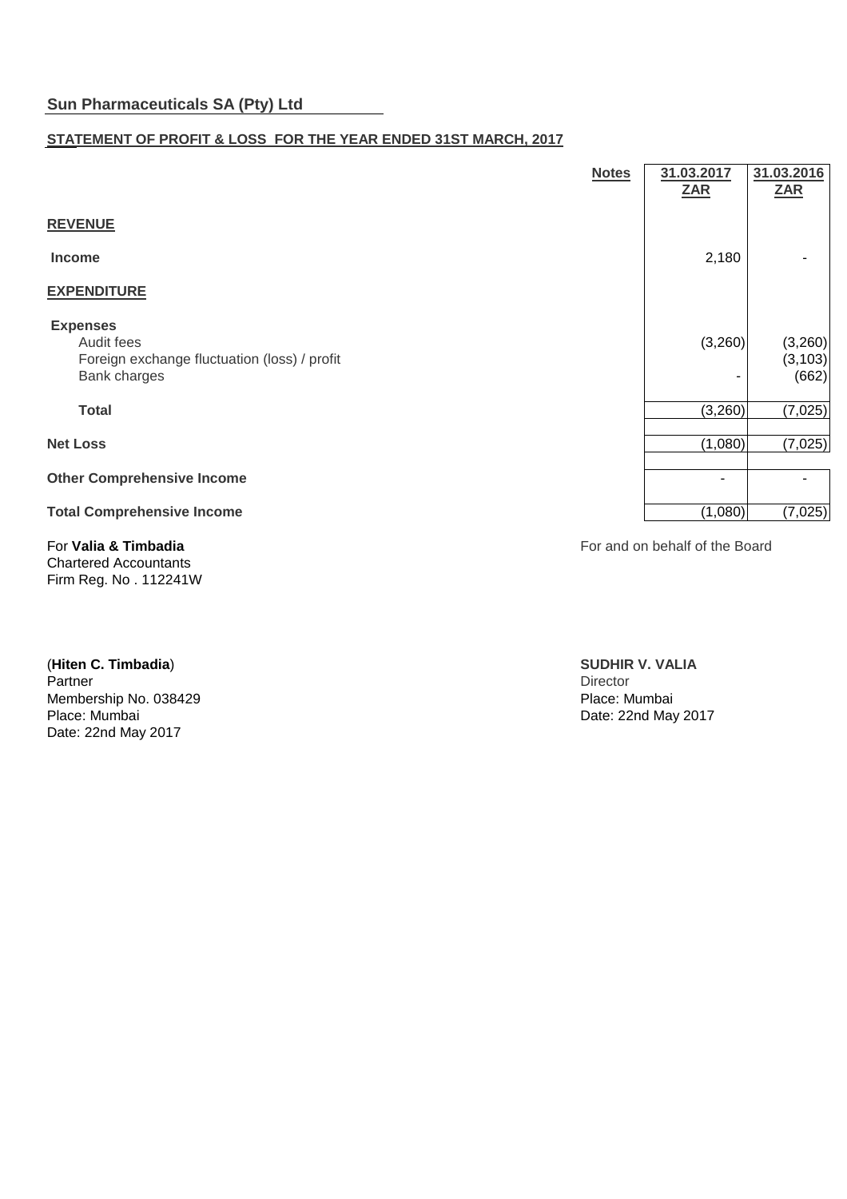**Sun Pharmaceuticals SA (Pty) Ltd**

**STATEMENT OF PROFIT & LOSS FOR THE YEAR ENDED 31ST MARCH, 2017**

| | Notes | 31.03.2017<br>ZAR | 31.03.2016<br>ZAR |
|---|---|---|---|
| **REVENUE** | | | |
| **Income** | | 2,180 | - |
| **EXPENDITURE** | | | |
| **Expenses** | | | |
| Audit fees | | (3,260) | (3,260) |
| Foreign exchange fluctuation (loss) / profit | | | (3,103) |
| Bank charges | | - | (662) |
| **Total** | | (3,260) | (7,025) |
| **Net Loss** | | (1,080) | (7,025) |
| **Other Comprehensive Income** | | - | - |
| **Total Comprehensive Income** | | (1,080) | (7,025) |

For **Valia & Timbadia**
Chartered Accountants
Firm Reg. No . 112241W

(**Hiten C. Timbadia**)
Partner
Membership No. 038429
Place: Mumbai
Date: 22nd May 2017

For and on behalf of the Board

**SUDHIR V. VALIA**
Director
Place: Mumbai
Date: 22nd May 2017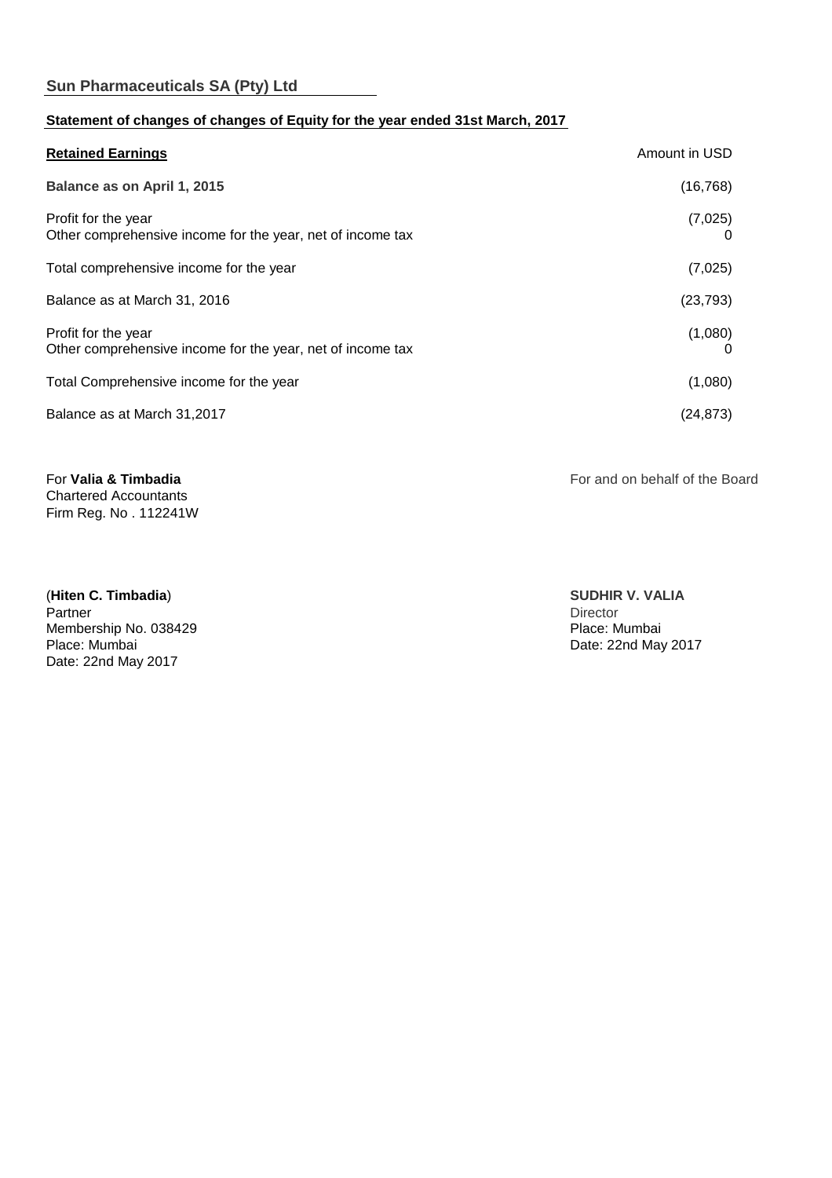**Sun Pharmaceuticals SA (Pty) Ltd**

**Statement of changes of changes of Equity for the year ended 31st March, 2017**

| **Retained Earnings** | Amount in USD |
|---|---|
| **Balance as on April 1, 2015** | (16,768) |
| Profit for the year | (7,025) |
| Other comprehensive income for the year, net of income tax | 0 |
| Total comprehensive income for the year | (7,025) |
| Balance as at March 31, 2016 | (23,793) |
| Profit for the year | (1,080) |
| Other comprehensive income for the year, net of income tax | 0 |
| Total Comprehensive income for the year | (1,080) |
| Balance as at March 31,2017 | (24,873) |

For **Valia & Timbadia**
Chartered Accountants
Firm Reg. No . 112241W

(**Hiten C. Timbadia**)
Partner
Membership No. 038429
Place: Mumbai
Date: 22nd May 2017

For and on behalf of the Board

**SUDHIR V. VALIA**
Director
Place: Mumbai
Date: 22nd May 2017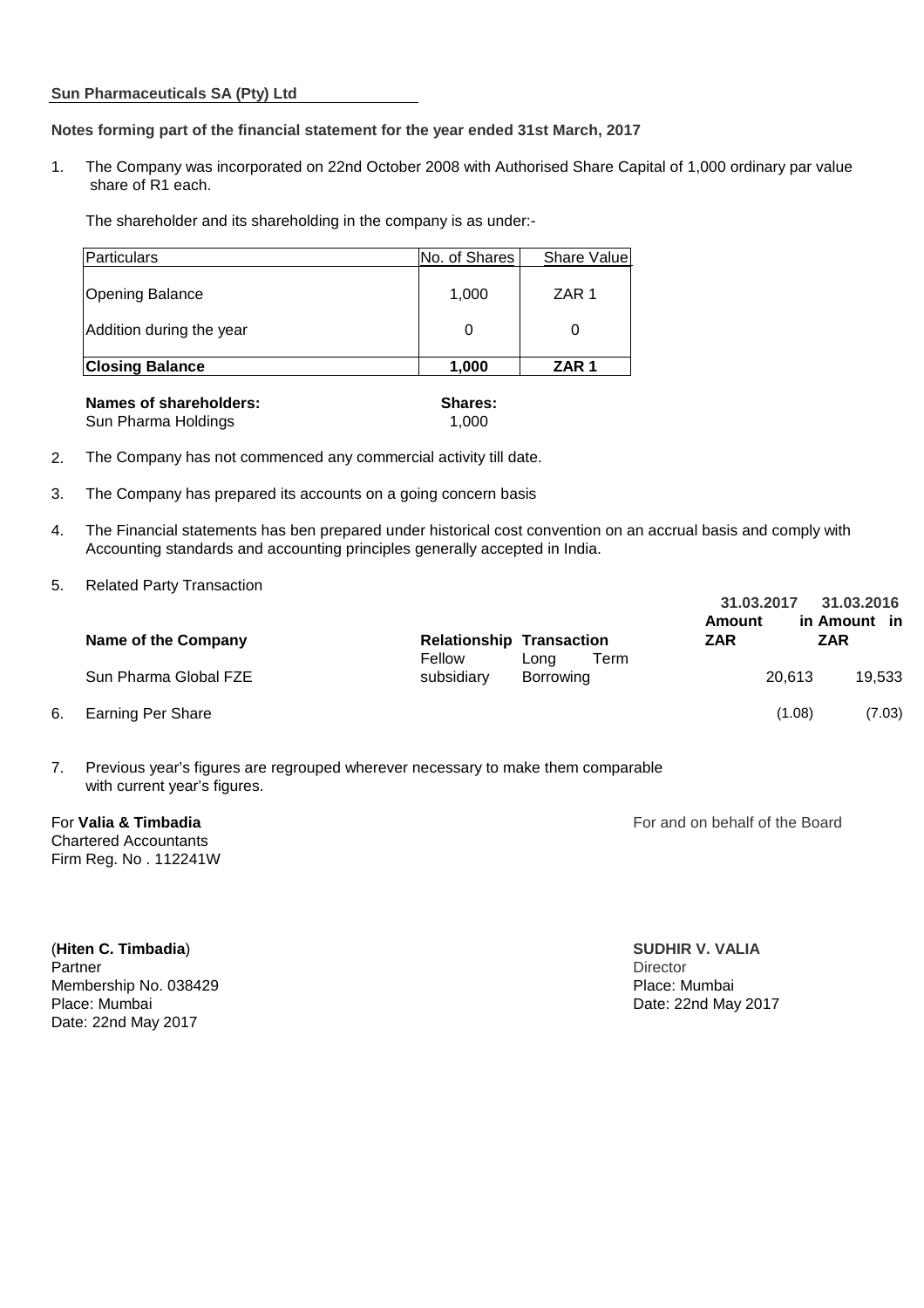**Sun Pharmaceuticals SA (Pty) Ltd**

**Notes forming part of the financial statement for the year ended 31st March, 2017**

1. The Company was incorporated on 22nd October 2008 with Authorised Share Capital of 1,000 ordinary par value share of R1 each.

   The shareholder and its shareholding in the company is as under:-

| Particulars | No. of Shares | Share Value |
|---|---|---|
| Opening Balance | 1,000 | ZAR 1 |
| Addition during the year | 0 | 0 |
| **Closing Balance** | **1,000** | **ZAR 1** |

| **Names of shareholders:** | **Shares:** |
|---|---|
| Sun Pharma Holdings | 1,000 |

2. The Company has not commenced any commercial activity till date.

3. The Company has prepared its accounts on a going concern basis

4. The Financial statements has ben prepared under historical cost convention on an accrual basis and comply with Accounting standards and accounting principles generally accepted in India.

5. Related Party Transaction

| Name of the Company | Relationship | Transaction | 31.03.2017 Amount in ZAR | 31.03.2016 Amount in ZAR |
|---|---|---|---|---|
| Sun Pharma Global FZE | Fellow subsidiary | Long Term Borrowing | 20,613 | 19,533 |

6. Earning Per Share (1.08) (7.03)

7. Previous year's figures are regrouped wherever necessary to make them comparable with current year's figures.

For **Valia & Timbadia**
Chartered Accountants
Firm Reg. No . 112241W

(**Hiten C. Timbadia**)
Partner
Membership No. 038429
Place: Mumbai
Date: 22nd May 2017

For and on behalf of the Board

**SUDHIR V. VALIA**
Director
Place: Mumbai
Date: 22nd May 2017